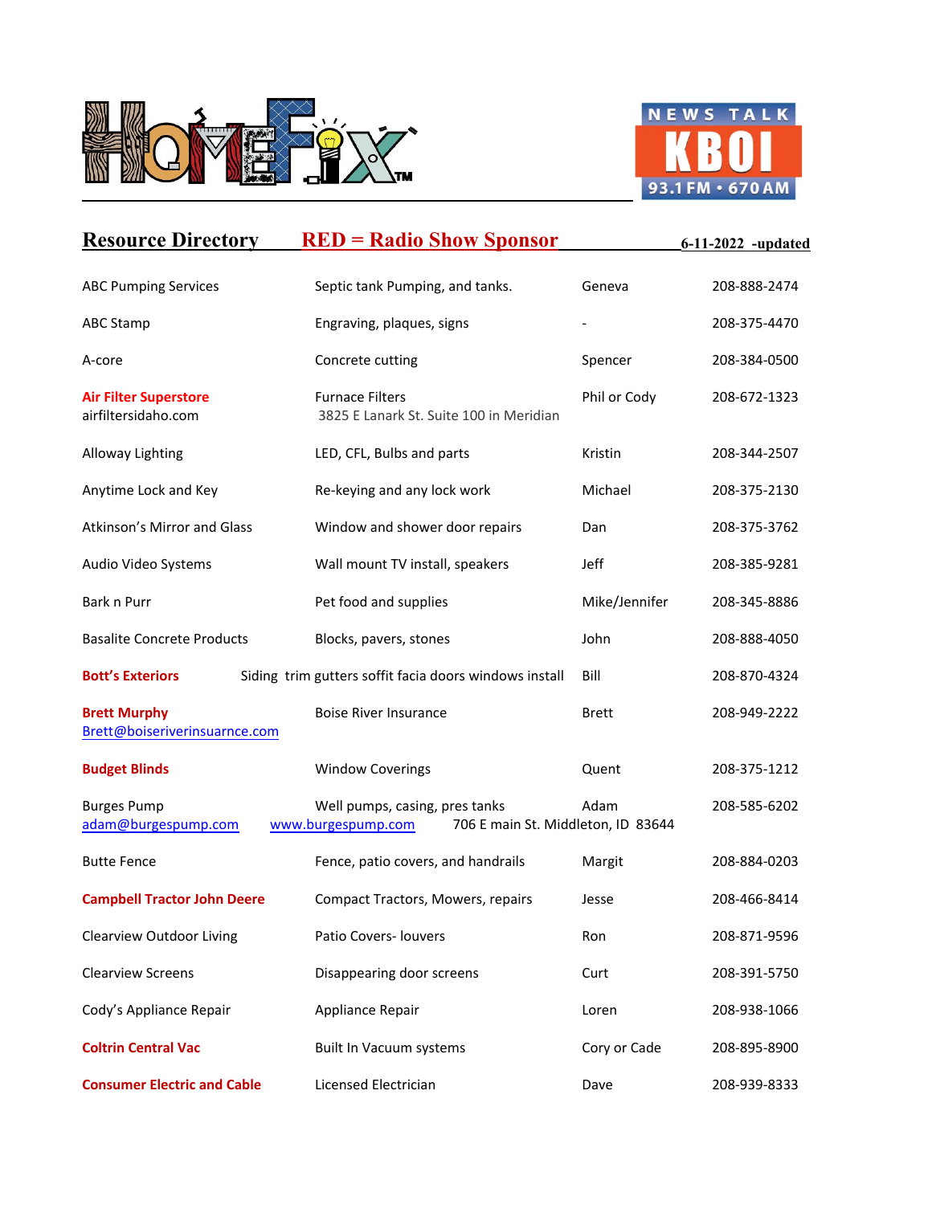HomeFix™ — News Talk KBOI 93.1 FM • 670 AM

## Resource Directory    RED = Radio Show Sponsor    6-11-2022 -updated

| Name | Service | Contact | Phone |
|---|---|---|---|
| ABC Pumping Services | Septic tank Pumping, and tanks. | Geneva | 208-888-2474 |
| ABC Stamp | Engraving, plaques, signs | - | 208-375-4470 |
| A-core | Concrete cutting | Spencer | 208-384-0500 |
| **Air Filter Superstore** airfiltersidaho.com | Furnace Filters 3825 E Lanark St. Suite 100 in Meridian | Phil or Cody | 208-672-1323 |
| Alloway Lighting | LED, CFL, Bulbs and parts | Kristin | 208-344-2507 |
| Anytime Lock and Key | Re-keying and any lock work | Michael | 208-375-2130 |
| Atkinson's Mirror and Glass | Window and shower door repairs | Dan | 208-375-3762 |
| Audio Video Systems | Wall mount TV install, speakers | Jeff | 208-385-9281 |
| Bark n Purr | Pet food and supplies | Mike/Jennifer | 208-345-8886 |
| Basalite Concrete Products | Blocks, pavers, stones | John | 208-888-4050 |
| **Bott's Exteriors** | Siding trim gutters soffit facia doors windows install | Bill | 208-870-4324 |
| **Brett Murphy** Brett@boiseriverinsuarnce.com | Boise River Insurance | Brett | 208-949-2222 |
| **Budget Blinds** | Window Coverings | Quent | 208-375-1212 |
| Burges Pump adam@burgespump.com | Well pumps, casing, pres tanks www.burgespump.com 706 E main St. Middleton, ID 83644 | Adam | 208-585-6202 |
| Butte Fence | Fence, patio covers, and handrails | Margit | 208-884-0203 |
| **Campbell Tractor John Deere** | Compact Tractors, Mowers, repairs | Jesse | 208-466-8414 |
| Clearview Outdoor Living | Patio Covers- louvers | Ron | 208-871-9596 |
| Clearview Screens | Disappearing door screens | Curt | 208-391-5750 |
| Cody's Appliance Repair | Appliance Repair | Loren | 208-938-1066 |
| **Coltrin Central Vac** | Built In Vacuum systems | Cory or Cade | 208-895-8900 |
| **Consumer Electric and Cable** | Licensed Electrician | Dave | 208-939-8333 |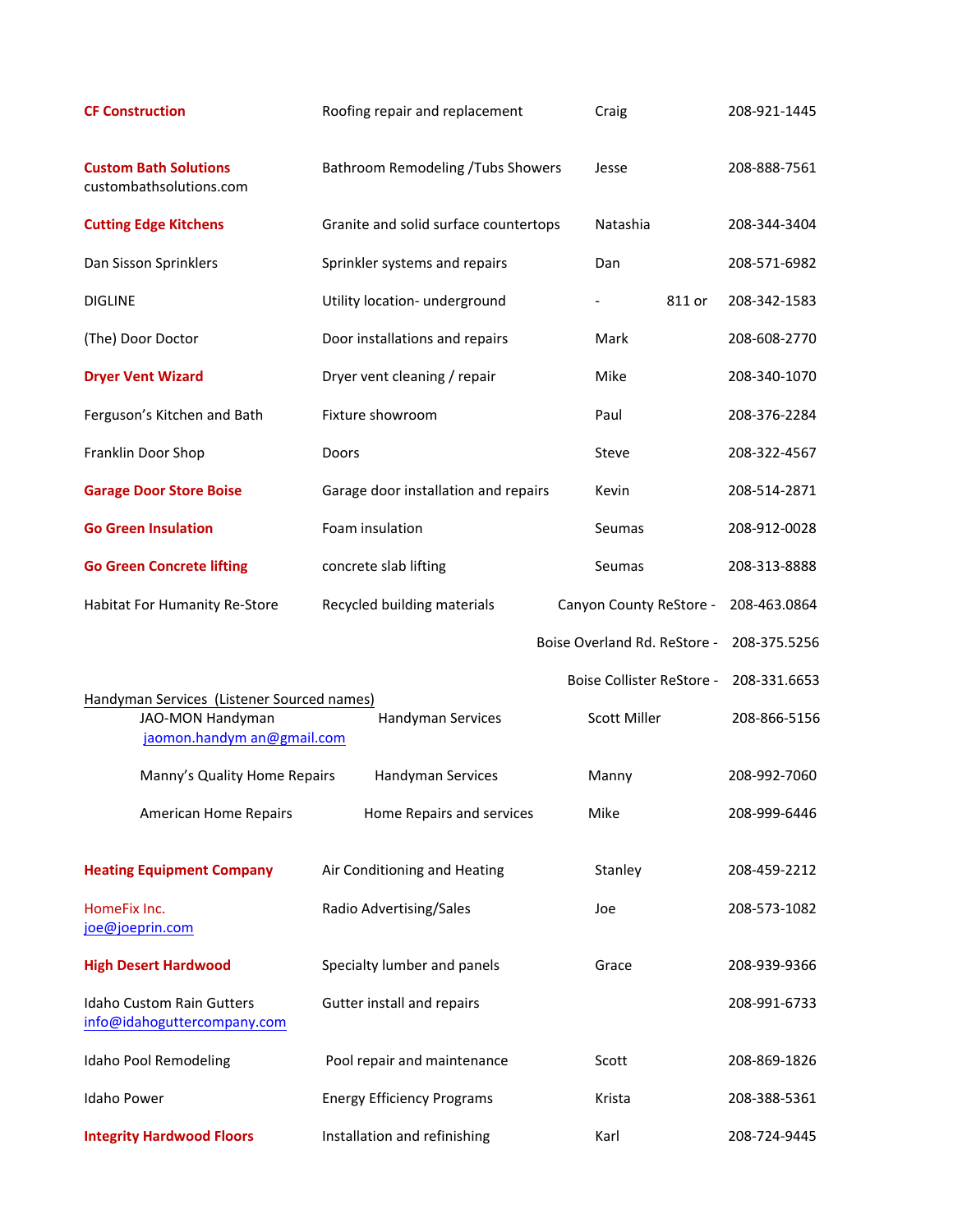| | | | |
|---|---|---|---|
| **CF Construction** | Roofing repair and replacement | Craig | 208-921-1445 |
| **Custom Bath Solutions**<br>custombathsolutions.com | Bathroom Remodeling /Tubs Showers | Jesse | 208-888-7561 |
| **Cutting Edge Kitchens** | Granite and solid surface countertops | Natashia | 208-344-3404 |
| Dan Sisson Sprinklers | Sprinkler systems and repairs | Dan | 208-571-6982 |
| DIGLINE | Utility location- underground | - 811 or | 208-342-1583 |
| (The) Door Doctor | Door installations and repairs | Mark | 208-608-2770 |
| **Dryer Vent Wizard** | Dryer vent cleaning / repair | Mike | 208-340-1070 |
| Ferguson's Kitchen and Bath | Fixture showroom | Paul | 208-376-2284 |
| Franklin Door Shop | Doors | Steve | 208-322-4567 |
| **Garage Door Store Boise** | Garage door installation and repairs | Kevin | 208-514-2871 |
| **Go Green Insulation** | Foam insulation | Seumas | 208-912-0028 |
| **Go Green Concrete lifting** | concrete slab lifting | Seumas | 208-313-8888 |
| Habitat For Humanity Re-Store | Recycled building materials | Canyon County ReStore - | 208-463.0864 |
| | | Boise Overland Rd. ReStore - | 208-375.5256 |
| | | Boise Collister ReStore - | 208-331.6653 |

Handyman Services (Listener Sourced names)

| | | | |
|---|---|---|---|
| JAO-MON Handyman<br>jaomon.handym an@gmail.com | Handyman Services | Scott Miller | 208-866-5156 |
| Manny's Quality Home Repairs | Handyman Services | Manny | 208-992-7060 |
| American Home Repairs | Home Repairs and services | Mike | 208-999-6446 |

| | | | |
|---|---|---|---|
| **Heating Equipment Company** | Air Conditioning and Heating | Stanley | 208-459-2212 |
| HomeFix Inc.<br>joe@joeprin.com | Radio Advertising/Sales | Joe | 208-573-1082 |
| **High Desert Hardwood** | Specialty lumber and panels | Grace | 208-939-9366 |
| Idaho Custom Rain Gutters<br>info@idahoguttercompany.com | Gutter install and repairs | | 208-991-6733 |
| Idaho Pool Remodeling | Pool repair and maintenance | Scott | 208-869-1826 |
| Idaho Power | Energy Efficiency Programs | Krista | 208-388-5361 |
| **Integrity Hardwood Floors** | Installation and refinishing | Karl | 208-724-9445 |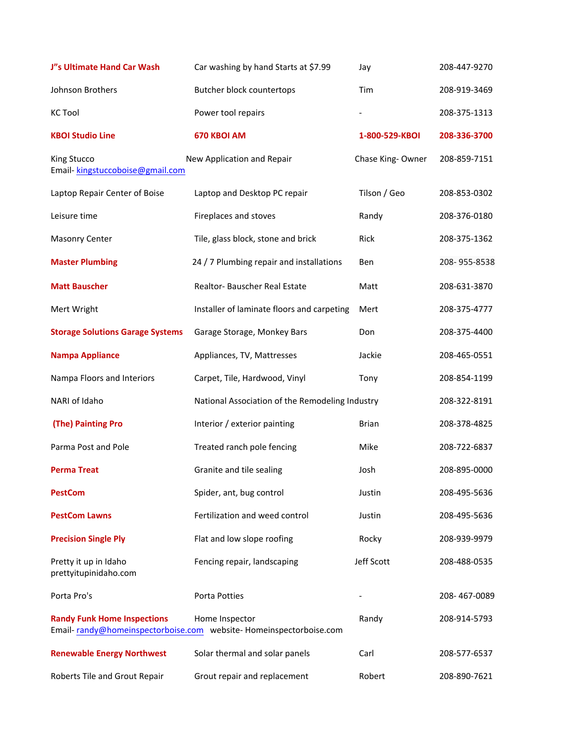| | | | |
|---|---|---|---|
| **J"s Ultimate Hand Car Wash** | Car washing by hand Starts at $7.99 | Jay | 208-447-9270 |
| Johnson Brothers | Butcher block countertops | Tim | 208-919-3469 |
| KC Tool | Power tool repairs | - | 208-375-1313 |
| **KBOI Studio Line** | **670 KBOI AM** | **1-800-529-KBOI** | **208-336-3700** |
| King Stucco<br>Email- kingstuccoboise@gmail.com | New Application and Repair | Chase King- Owner | 208-859-7151 |
| Laptop Repair Center of Boise | Laptop and Desktop PC repair | Tilson / Geo | 208-853-0302 |
| Leisure time | Fireplaces and stoves | Randy | 208-376-0180 |
| Masonry Center | Tile, glass block, stone and brick | Rick | 208-375-1362 |
| **Master Plumbing** | 24 / 7 Plumbing repair and installations | Ben | 208- 955-8538 |
| **Matt Bauscher** | Realtor- Bauscher Real Estate | Matt | 208-631-3870 |
| Mert Wright | Installer of laminate floors and carpeting | Mert | 208-375-4777 |
| **Storage Solutions Garage Systems** | Garage Storage, Monkey Bars | Don | 208-375-4400 |
| **Nampa Appliance** | Appliances, TV, Mattresses | Jackie | 208-465-0551 |
| Nampa Floors and Interiors | Carpet, Tile, Hardwood, Vinyl | Tony | 208-854-1199 |
| NARI of Idaho | National Association of the Remodeling Industry | | 208-322-8191 |
| **(The) Painting Pro** | Interior / exterior painting | Brian | 208-378-4825 |
| Parma Post and Pole | Treated ranch pole fencing | Mike | 208-722-6837 |
| **Perma Treat** | Granite and tile sealing | Josh | 208-895-0000 |
| **PestCom** | Spider, ant, bug control | Justin | 208-495-5636 |
| **PestCom Lawns** | Fertilization and weed control | Justin | 208-495-5636 |
| **Precision Single Ply** | Flat and low slope roofing | Rocky | 208-939-9979 |
| Pretty it up in Idaho<br>prettyitupinidaho.com | Fencing repair, landscaping | Jeff Scott | 208-488-0535 |
| Porta Pro's | Porta Potties | - | 208- 467-0089 |
| **Randy Funk Home Inspections**<br>Email- randy@homeinspectorboise.com | Home Inspector<br>website- Homeinspectorboise.com | Randy | 208-914-5793 |
| **Renewable Energy Northwest** | Solar thermal and solar panels | Carl | 208-577-6537 |
| Roberts Tile and Grout Repair | Grout repair and replacement | Robert | 208-890-7621 |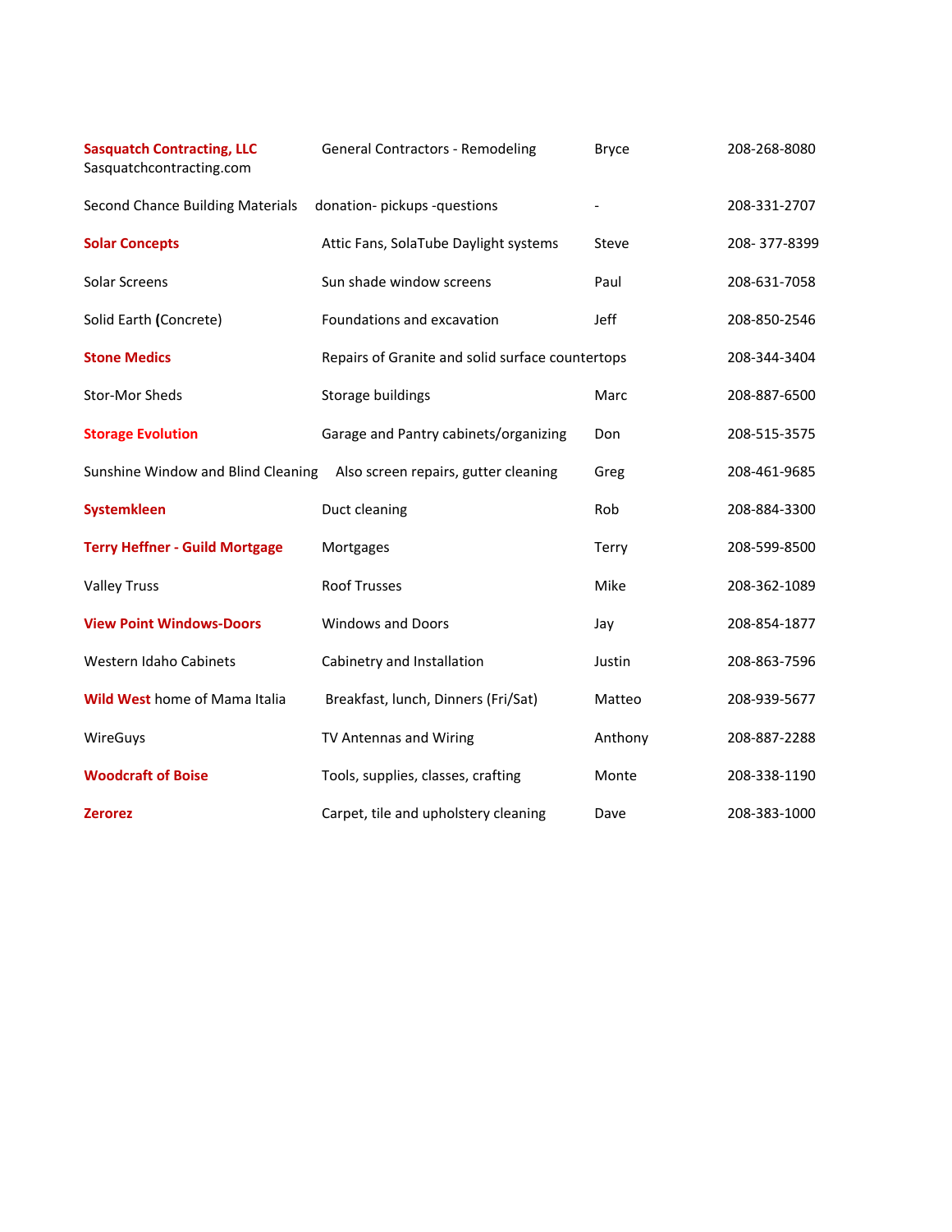| | | | |
|---|---|---|---|
| **Sasquatch Contracting, LLC** Sasquatchcontracting.com | General Contractors - Remodeling | Bryce | 208-268-8080 |
| Second Chance Building Materials | donation- pickups -questions | - | 208-331-2707 |
| **Solar Concepts** | Attic Fans, SolaTube Daylight systems | Steve | 208- 377-8399 |
| Solar Screens | Sun shade window screens | Paul | 208-631-7058 |
| Solid Earth **(**Concrete) | Foundations and excavation | Jeff | 208-850-2546 |
| **Stone Medics** | Repairs of Granite and solid surface countertops | | 208-344-3404 |
| Stor-Mor Sheds | Storage buildings | Marc | 208-887-6500 |
| **Storage Evolution** | Garage and Pantry cabinets/organizing | Don | 208-515-3575 |
| Sunshine Window and Blind Cleaning | Also screen repairs, gutter cleaning | Greg | 208-461-9685 |
| **Systemkleen** | Duct cleaning | Rob | 208-884-3300 |
| **Terry Heffner - Guild Mortgage** | Mortgages | Terry | 208-599-8500 |
| Valley Truss | Roof Trusses | Mike | 208-362-1089 |
| **View Point Windows-Doors** | Windows and Doors | Jay | 208-854-1877 |
| Western Idaho Cabinets | Cabinetry and Installation | Justin | 208-863-7596 |
| **Wild West** home of Mama Italia | Breakfast, lunch, Dinners (Fri/Sat) | Matteo | 208-939-5677 |
| WireGuys | TV Antennas and Wiring | Anthony | 208-887-2288 |
| **Woodcraft of Boise** | Tools, supplies, classes, crafting | Monte | 208-338-1190 |
| **Zerorez** | Carpet, tile and upholstery cleaning | Dave | 208-383-1000 |